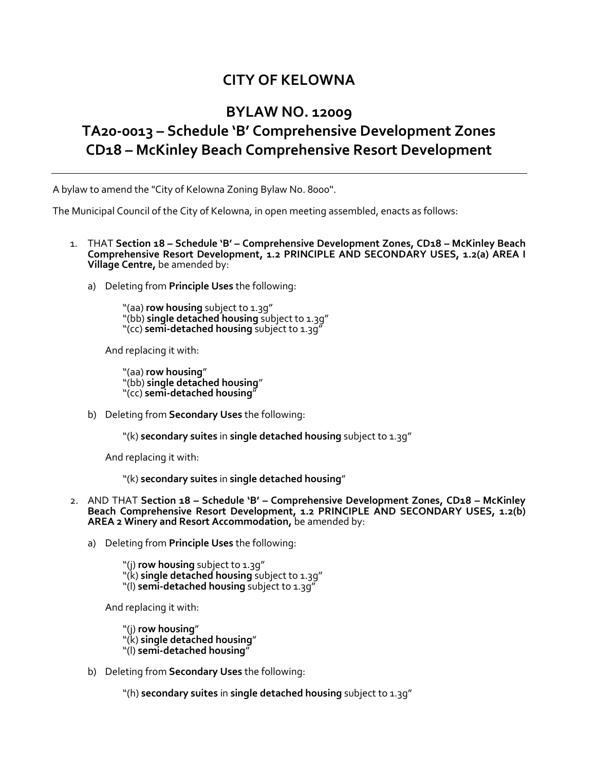# CITY OF KELOWNA

## BYLAW NO. 12009
## TA20-0013 – Schedule 'B' Comprehensive Development Zones
## CD18 – McKinley Beach Comprehensive Resort Development

---

A bylaw to amend the "City of Kelowna Zoning Bylaw No. 8000".

The Municipal Council of the City of Kelowna, in open meeting assembled, enacts as follows:

1. THAT **Section 18 – Schedule 'B' – Comprehensive Development Zones, CD18 – McKinley Beach Comprehensive Resort Development, 1.2 PRINCIPLE AND SECONDARY USES, 1.2(a) AREA I Village Centre,** be amended by:

   a) Deleting from **Principle Uses** the following:

      "(aa) **row housing** subject to 1.3g"
      "(bb) **single detached housing** subject to 1.3g"
      "(cc) **semi-detached housing** subject to 1.3g"

      And replacing it with:

      "(aa) **row housing**"
      "(bb) **single detached housing**"
      "(cc) **semi-detached housing**"

   b) Deleting from **Secondary Uses** the following:

      "(k) **secondary suites** in **single detached housing** subject to 1.3g"

      And replacing it with:

      "(k) **secondary suites** in **single detached housing**"

2. AND THAT **Section 18 – Schedule 'B' – Comprehensive Development Zones, CD18 – McKinley Beach Comprehensive Resort Development, 1.2 PRINCIPLE AND SECONDARY USES, 1.2(b) AREA 2 Winery and Resort Accommodation,** be amended by:

   a) Deleting from **Principle Uses** the following:

      "(j) **row housing** subject to 1.3g"
      "(k) **single detached housing** subject to 1.3g"
      "(l) **semi-detached housing** subject to 1.3g"

      And replacing it with:

      "(j) **row housing**"
      "(k) **single detached housing**"
      "(l) **semi-detached housing**"

   b) Deleting from **Secondary Uses** the following:

      "(h) **secondary suites** in **single detached housing** subject to 1.3g"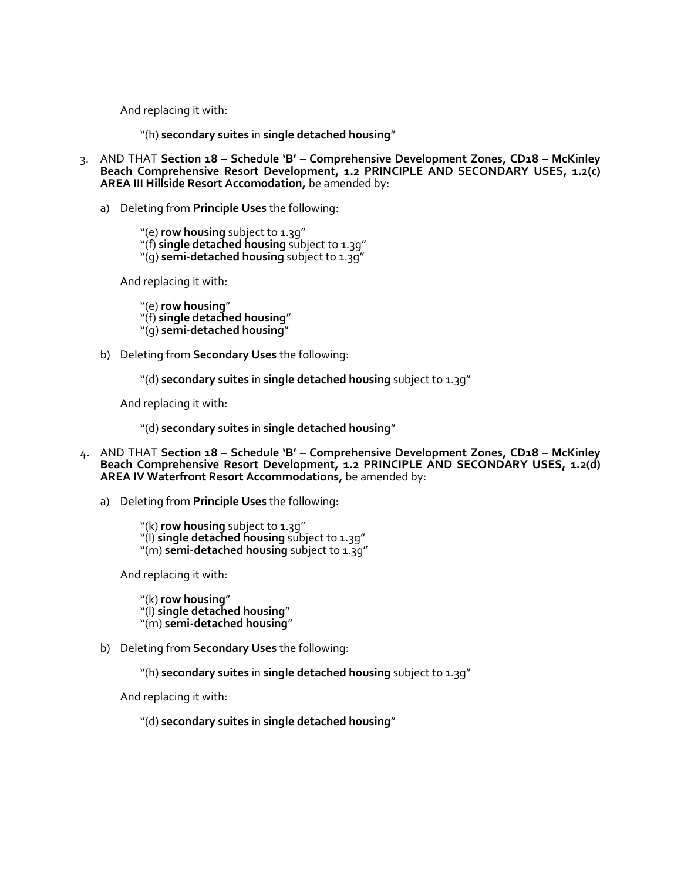And replacing it with:

"(h) **secondary suites** in **single detached housing**"

3. AND THAT **Section 18 – Schedule 'B' – Comprehensive Development Zones, CD18 – McKinley Beach Comprehensive Resort Development, 1.2 PRINCIPLE AND SECONDARY USES, 1.2(c) AREA III Hillside Resort Accomodation,** be amended by:

   a) Deleting from **Principle Uses** the following:

      "(e) **row housing** subject to 1.3g"
      "(f) **single detached housing** subject to 1.3g"
      "(g) **semi-detached housing** subject to 1.3g"

      And replacing it with:

      "(e) **row housing**"
      "(f) **single detached housing**"
      "(g) **semi-detached housing**"

   b) Deleting from **Secondary Uses** the following:

      "(d) **secondary suites** in **single detached housing** subject to 1.3g"

      And replacing it with:

      "(d) **secondary suites** in **single detached housing**"

4. AND THAT **Section 18 – Schedule 'B' – Comprehensive Development Zones, CD18 – McKinley Beach Comprehensive Resort Development, 1.2 PRINCIPLE AND SECONDARY USES, 1.2(d) AREA IV Waterfront Resort Accommodations,** be amended by:

   a) Deleting from **Principle Uses** the following:

      "(k) **row housing** subject to 1.3g"
      "(l) **single detached housing** subject to 1.3g"
      "(m) **semi-detached housing** subject to 1.3g"

      And replacing it with:

      "(k) **row housing**"
      "(l) **single detached housing**"
      "(m) **semi-detached housing**"

   b) Deleting from **Secondary Uses** the following:

      "(h) **secondary suites** in **single detached housing** subject to 1.3g"

      And replacing it with:

      "(d) **secondary suites** in **single detached housing**"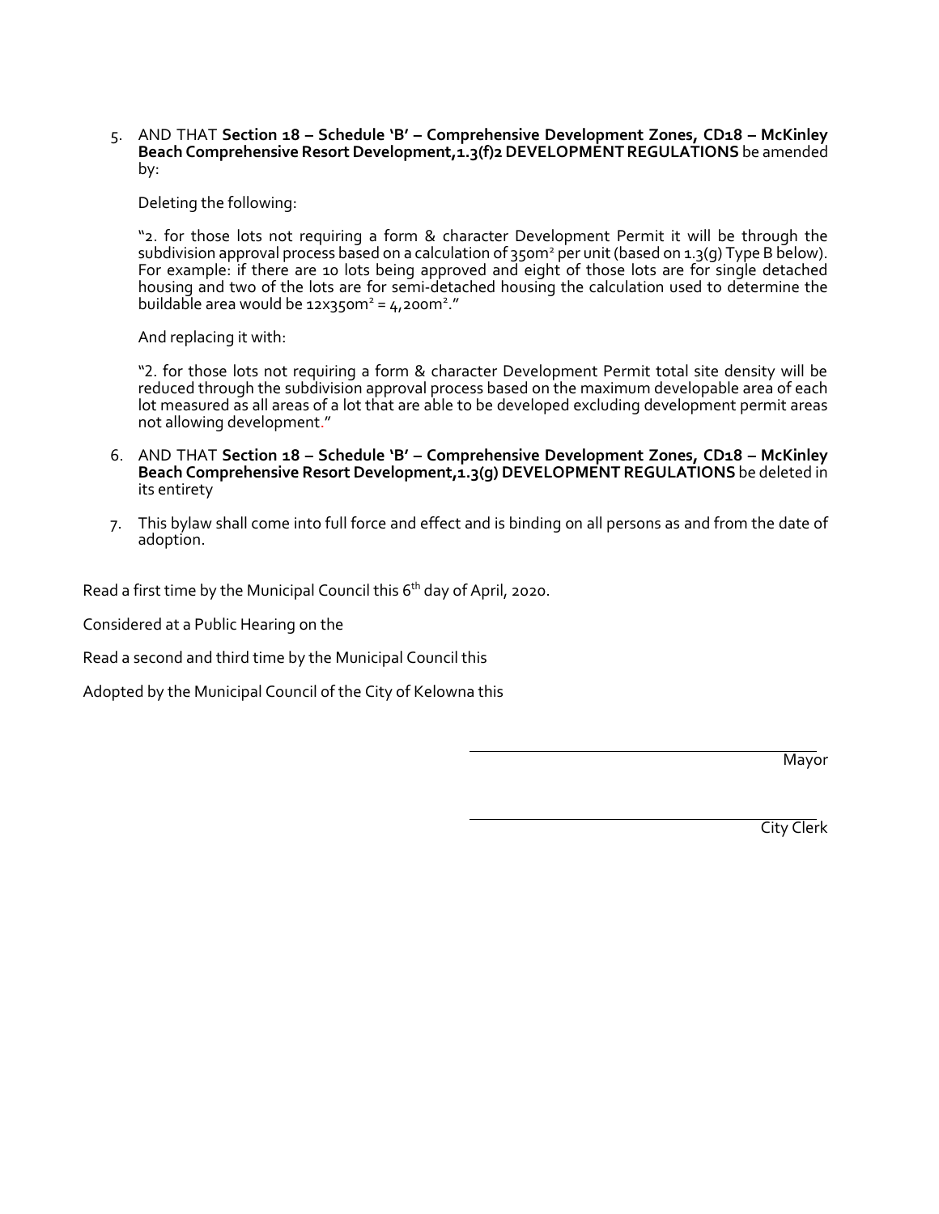5. AND THAT **Section 18 – Schedule 'B' – Comprehensive Development Zones, CD18 – McKinley Beach Comprehensive Resort Development,1.3(f)2 DEVELOPMENT REGULATIONS** be amended by:

   Deleting the following:

   "2. for those lots not requiring a form & character Development Permit it will be through the subdivision approval process based on a calculation of 350m² per unit (based on 1.3(g) Type B below). For example: if there are 10 lots being approved and eight of those lots are for single detached housing and two of the lots are for semi-detached housing the calculation used to determine the buildable area would be 12x350m² = 4,200m²."

   And replacing it with:

   "2. for those lots not requiring a form & character Development Permit total site density will be reduced through the subdivision approval process based on the maximum developable area of each lot measured as all areas of a lot that are able to be developed excluding development permit areas not allowing development."

6. AND THAT **Section 18 – Schedule 'B' – Comprehensive Development Zones, CD18 – McKinley Beach Comprehensive Resort Development,1.3(g) DEVELOPMENT REGULATIONS** be deleted in its entirety

7. This bylaw shall come into full force and effect and is binding on all persons as and from the date of adoption.

Read a first time by the Municipal Council this 6th day of April, 2020.

Considered at a Public Hearing on the

Read a second and third time by the Municipal Council this

Adopted by the Municipal Council of the City of Kelowna this

Mayor

City Clerk